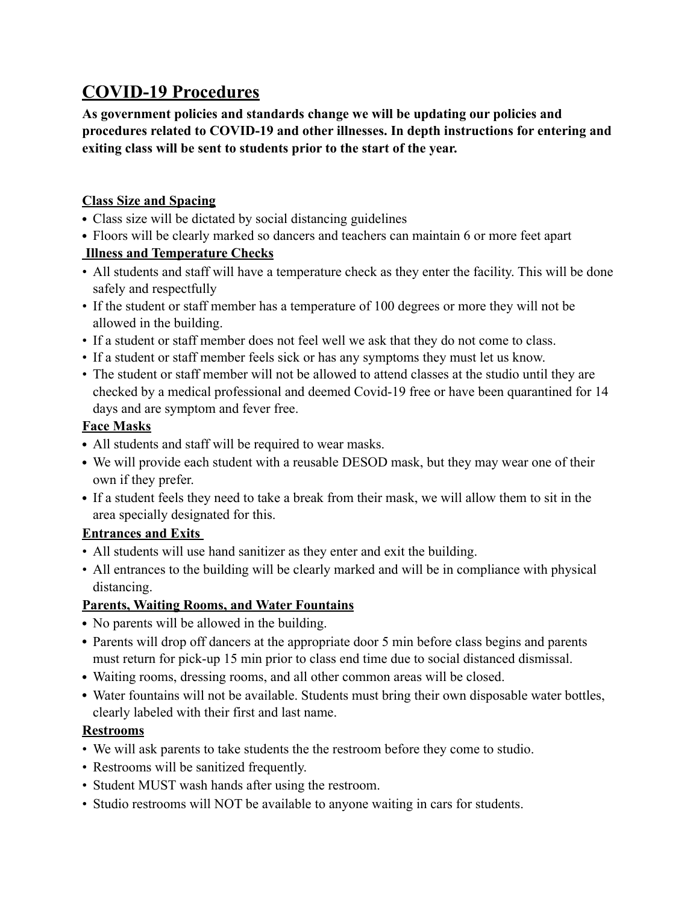# COVID-19 Procedures

**As government policies and standards change we will be updating our policies and procedures related to COVID-19 and other illnesses. In depth instructions for entering and exiting class will be sent to students prior to the start of the year.**

### Class Size and Spacing

- Class size will be dictated by social distancing guidelines
- Floors will be clearly marked so dancers and teachers can maintain 6 or more feet apart

### Illness and Temperature Checks

- All students and staff will have a temperature check as they enter the facility. This will be done safely and respectfully
- If the student or staff member has a temperature of 100 degrees or more they will not be allowed in the building.
- If a student or staff member does not feel well we ask that they do not come to class.
- If a student or staff member feels sick or has any symptoms they must let us know.
- The student or staff member will not be allowed to attend classes at the studio until they are checked by a medical professional and deemed Covid-19 free or have been quarantined for 14 days and are symptom and fever free.

### Face Masks

- All students and staff will be required to wear masks.
- We will provide each student with a reusable DESOD mask, but they may wear one of their own if they prefer.
- If a student feels they need to take a break from their mask, we will allow them to sit in the area specially designated for this.

### Entrances and Exits

- All students will use hand sanitizer as they enter and exit the building.
- All entrances to the building will be clearly marked and will be in compliance with physical distancing.

### Parents, Waiting Rooms, and Water Fountains

- No parents will be allowed in the building.
- Parents will drop off dancers at the appropriate door 5 min before class begins and parents must return for pick-up 15 min prior to class end time due to social distanced dismissal.
- Waiting rooms, dressing rooms, and all other common areas will be closed.
- Water fountains will not be available. Students must bring their own disposable water bottles, clearly labeled with their first and last name.

### Restrooms

- We will ask parents to take students the the restroom before they come to studio.
- Restrooms will be sanitized frequently.
- Student MUST wash hands after using the restroom.
- Studio restrooms will NOT be available to anyone waiting in cars for students.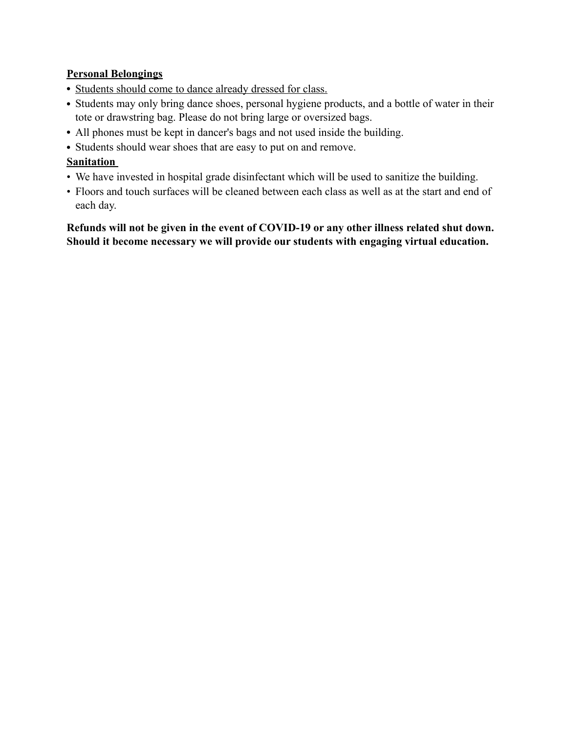**<u>Personal Belongings</u>**

- <u>Students should come to dance already dressed for class.</u>
- Students may only bring dance shoes, personal hygiene products, and a bottle of water in their tote or drawstring bag. Please do not bring large or oversized bags.
- All phones must be kept in dancer's bags and not used inside the building.
- Students should wear shoes that are easy to put on and remove.

**<u>Sanitation</u>**

- We have invested in hospital grade disinfectant which will be used to sanitize the building.
- Floors and touch surfaces will be cleaned between each class as well as at the start and end of each day.

**Refunds will not be given in the event of COVID-19 or any other illness related shut down. Should it become necessary we will provide our students with engaging virtual education.**